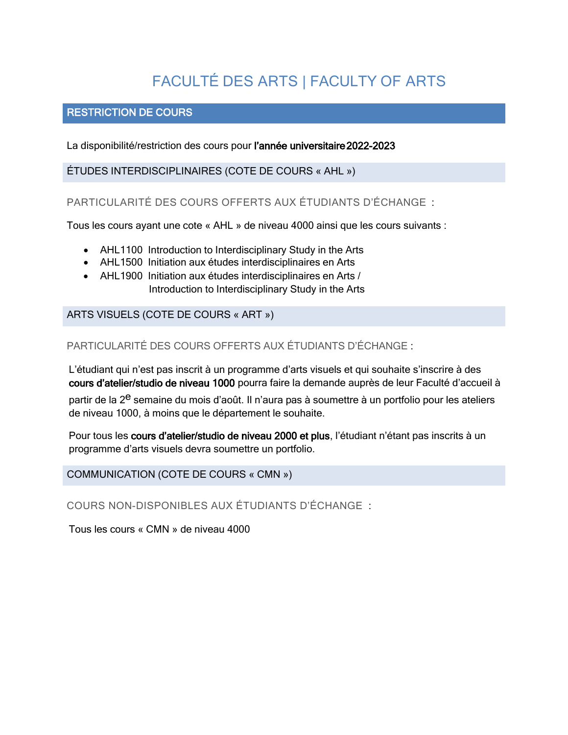# FACULTÉ DES ARTS | FACULTY OF ARTS

## RESTRICTION DE COURS

La disponibilité/restriction des cours pour **l'année universitaire 2022-2023**

### ÉTUDES INTERDISCIPLINAIRES (COTE DE COURS « AHL »)

#### PARTICULARITÉ DES COURS OFFERTS AUX ÉTUDIANTS D'ÉCHANGE :

Tous les cours ayant une cote « AHL » de niveau 4000 ainsi que les cours suivants :

- AHL1100 Introduction to Interdisciplinary Study in the Arts
- AHL1500 Initiation aux études interdisciplinaires en Arts
- AHL1900 Initiation aux études interdisciplinaires en Arts / Introduction to Interdisciplinary Study in the Arts

### ARTS VISUELS (COTE DE COURS « ART »)

#### PARTICULARITÉ DES COURS OFFERTS AUX ÉTUDIANTS D'ÉCHANGE :

L'étudiant qui n'est pas inscrit à un programme d'arts visuels et qui souhaite s'inscrire à des **cours d'atelier/studio de niveau 1000** pourra faire la demande auprès de leur Faculté d'accueil à partir de la 2e semaine du mois d'août. Il n'aura pas à soumettre à un portfolio pour les ateliers de niveau 1000, à moins que le département le souhaite.

Pour tous les **cours d'atelier/studio de niveau 2000 et plus**, l'étudiant n'étant pas inscrits à un programme d'arts visuels devra soumettre un portfolio.

### COMMUNICATION (COTE DE COURS « CMN »)

#### COURS NON-DISPONIBLES AUX ÉTUDIANTS D'ÉCHANGE :

Tous les cours « CMN » de niveau 4000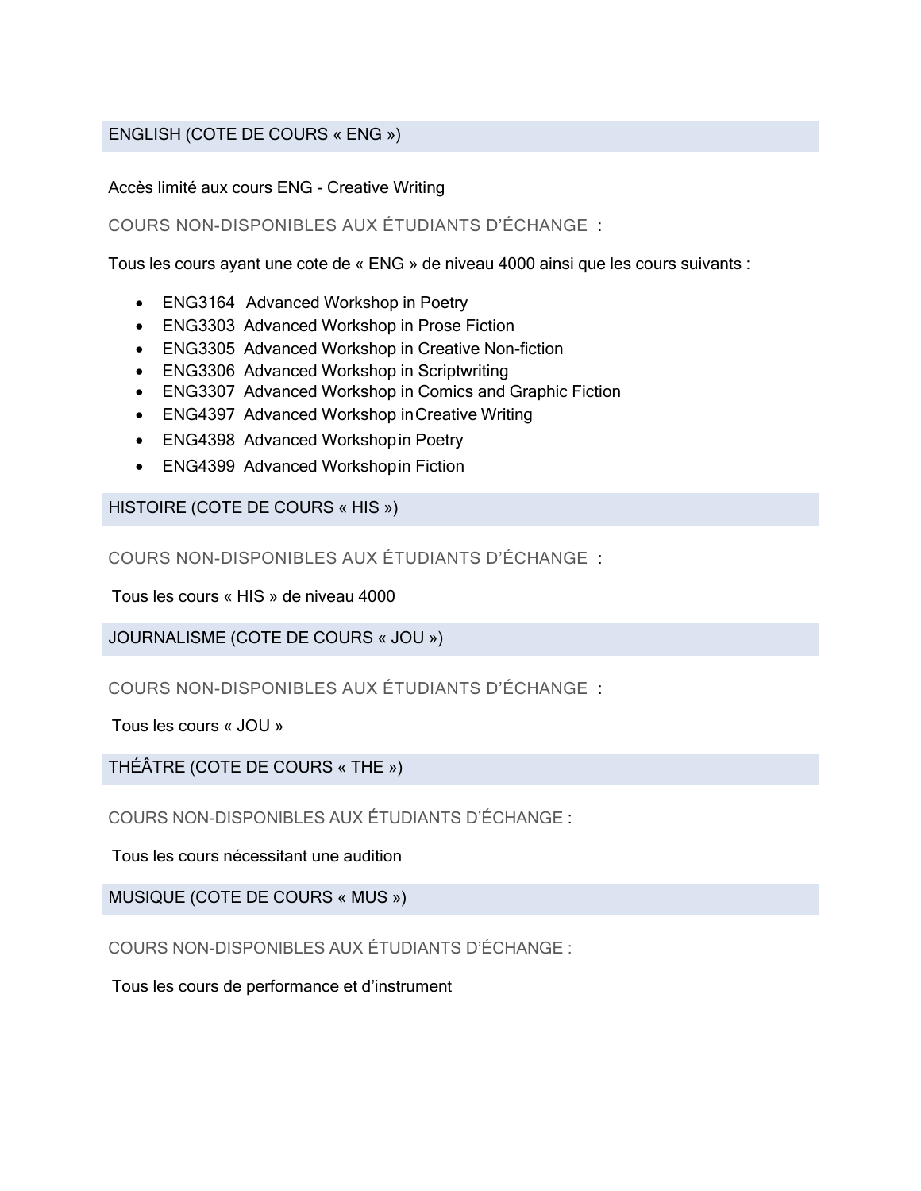## ENGLISH (COTE DE COURS « ENG »)

Accès limité aux cours ENG - Creative Writing

### COURS NON-DISPONIBLES AUX ÉTUDIANTS D'ÉCHANGE :

Tous les cours ayant une cote de « ENG » de niveau 4000 ainsi que les cours suivants :

- ENG3164 Advanced Workshop in Poetry
- ENG3303 Advanced Workshop in Prose Fiction
- ENG3305 Advanced Workshop in Creative Non-fiction
- ENG3306 Advanced Workshop in Scriptwriting
- ENG3307 Advanced Workshop in Comics and Graphic Fiction
- ENG4397 Advanced Workshop in Creative Writing
- ENG4398 Advanced Workshop in Poetry
- ENG4399 Advanced Workshop in Fiction

## HISTOIRE (COTE DE COURS « HIS »)

### COURS NON-DISPONIBLES AUX ÉTUDIANTS D'ÉCHANGE :

Tous les cours « HIS » de niveau 4000

## JOURNALISME (COTE DE COURS « JOU »)

### COURS NON-DISPONIBLES AUX ÉTUDIANTS D'ÉCHANGE :

Tous les cours « JOU »

## THÉÂTRE (COTE DE COURS « THE »)

### COURS NON-DISPONIBLES AUX ÉTUDIANTS D'ÉCHANGE :

Tous les cours nécessitant une audition

## MUSIQUE (COTE DE COURS « MUS »)

### COURS NON-DISPONIBLES AUX ÉTUDIANTS D'ÉCHANGE :

Tous les cours de performance et d'instrument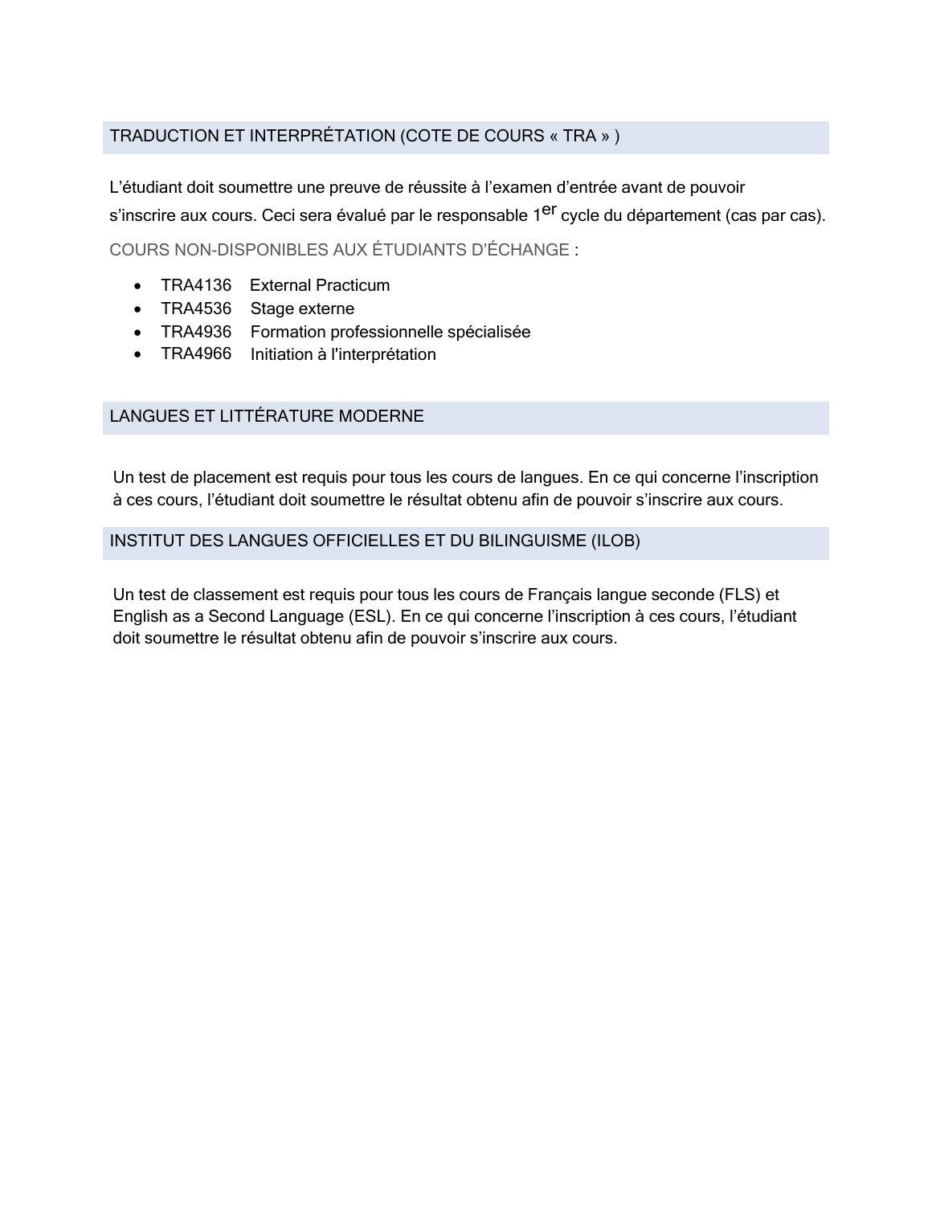## TRADUCTION ET INTERPRÉTATION (COTE DE COURS « TRA » )

L'étudiant doit soumettre une preuve de réussite à l'examen d'entrée avant de pouvoir s'inscrire aux cours. Ceci sera évalué par le responsable 1er cycle du département (cas par cas).

COURS NON-DISPONIBLES AUX ÉTUDIANTS D'ÉCHANGE :

- TRA4136 External Practicum
- TRA4536 Stage externe
- TRA4936 Formation professionnelle spécialisée
- TRA4966 Initiation à l'interprétation

## LANGUES ET LITTÉRATURE MODERNE

Un test de placement est requis pour tous les cours de langues. En ce qui concerne l'inscription à ces cours, l'étudiant doit soumettre le résultat obtenu afin de pouvoir s'inscrire aux cours.

## INSTITUT DES LANGUES OFFICIELLES ET DU BILINGUISME (ILOB)

Un test de classement est requis pour tous les cours de Français langue seconde (FLS) et English as a Second Language (ESL). En ce qui concerne l'inscription à ces cours, l'étudiant doit soumettre le résultat obtenu afin de pouvoir s'inscrire aux cours.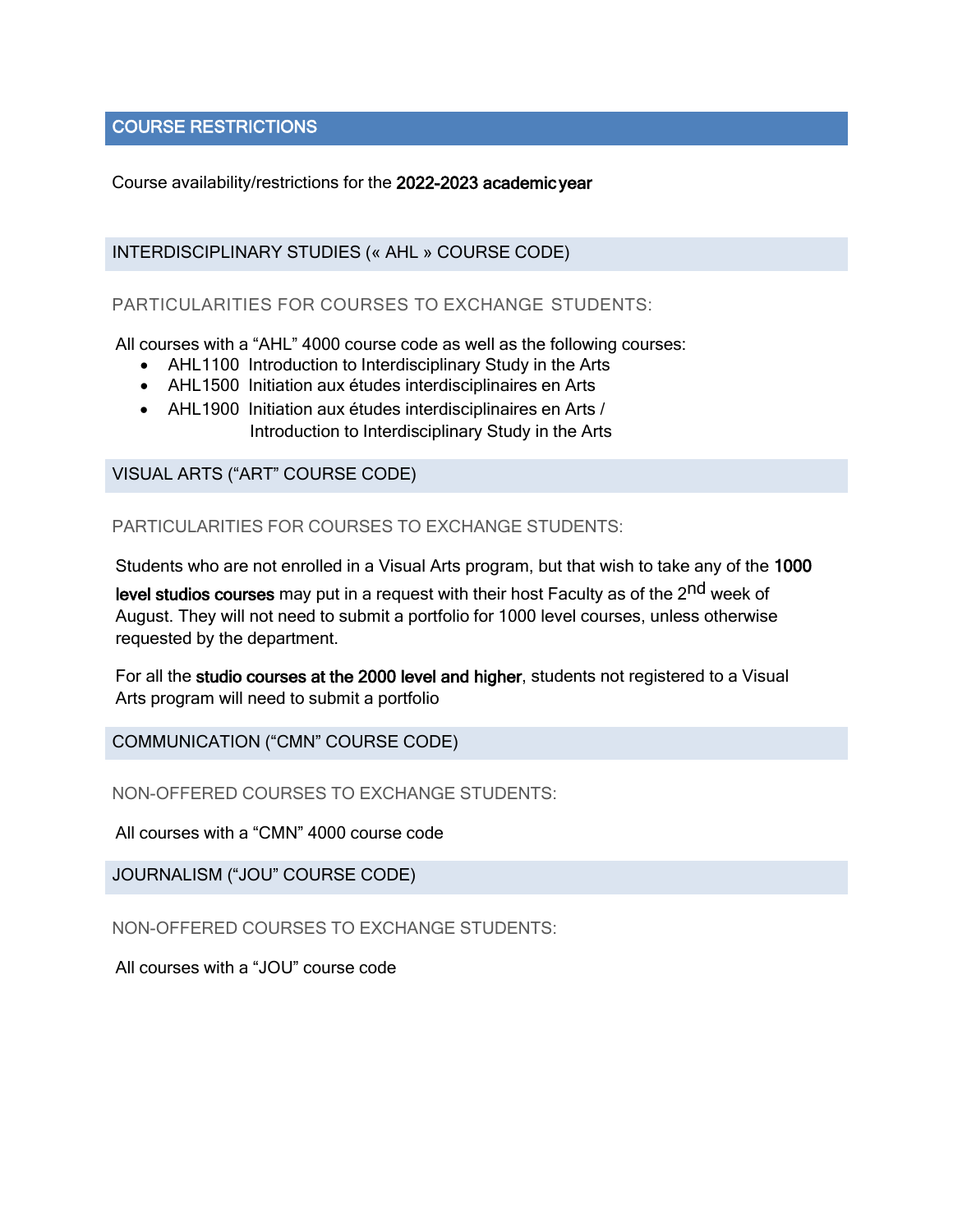## COURSE RESTRICTIONS

Course availability/restrictions for the **2022-2023 academic year**

### INTERDISCIPLINARY STUDIES (« AHL » COURSE CODE)

#### PARTICULARITIES FOR COURSES TO EXCHANGE STUDENTS:

All courses with a "AHL" 4000 course code as well as the following courses:

- AHL1100 Introduction to Interdisciplinary Study in the Arts
- AHL1500 Initiation aux études interdisciplinaires en Arts
- AHL1900 Initiation aux études interdisciplinaires en Arts / Introduction to Interdisciplinary Study in the Arts

### VISUAL ARTS ("ART" COURSE CODE)

#### PARTICULARITIES FOR COURSES TO EXCHANGE STUDENTS:

Students who are not enrolled in a Visual Arts program, but that wish to take any of the **1000 level studios courses** may put in a request with their host Faculty as of the 2nd week of August. They will not need to submit a portfolio for 1000 level courses, unless otherwise requested by the department.

For all the **studio courses at the 2000 level and higher**, students not registered to a Visual Arts program will need to submit a portfolio

### COMMUNICATION ("CMN" COURSE CODE)

#### NON-OFFERED COURSES TO EXCHANGE STUDENTS:

All courses with a "CMN" 4000 course code

### JOURNALISM ("JOU" COURSE CODE)

#### NON-OFFERED COURSES TO EXCHANGE STUDENTS:

All courses with a "JOU" course code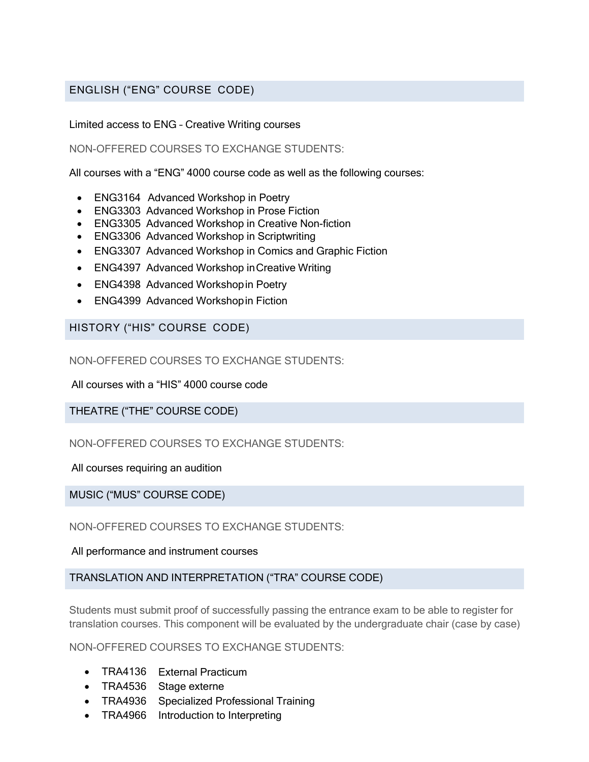## ENGLISH ("ENG" COURSE CODE)

Limited access to ENG – Creative Writing courses

NON-OFFERED COURSES TO EXCHANGE STUDENTS:

All courses with a "ENG" 4000 course code as well as the following courses:

- ENG3164 Advanced Workshop in Poetry
- ENG3303 Advanced Workshop in Prose Fiction
- ENG3305 Advanced Workshop in Creative Non-fiction
- ENG3306 Advanced Workshop in Scriptwriting
- ENG3307 Advanced Workshop in Comics and Graphic Fiction
- ENG4397 Advanced Workshop in Creative Writing
- ENG4398 Advanced Workshop in Poetry
- ENG4399 Advanced Workshop in Fiction

## HISTORY ("HIS" COURSE CODE)

NON-OFFERED COURSES TO EXCHANGE STUDENTS:

All courses with a "HIS" 4000 course code

## THEATRE ("THE" COURSE CODE)

NON-OFFERED COURSES TO EXCHANGE STUDENTS:

All courses requiring an audition

## MUSIC ("MUS" COURSE CODE)

NON-OFFERED COURSES TO EXCHANGE STUDENTS:

All performance and instrument courses

## TRANSLATION AND INTERPRETATION ("TRA" COURSE CODE)

Students must submit proof of successfully passing the entrance exam to be able to register for translation courses. This component will be evaluated by the undergraduate chair (case by case)

NON-OFFERED COURSES TO EXCHANGE STUDENTS:

- TRA4136 External Practicum
- TRA4536 Stage externe
- TRA4936 Specialized Professional Training
- TRA4966 Introduction to Interpreting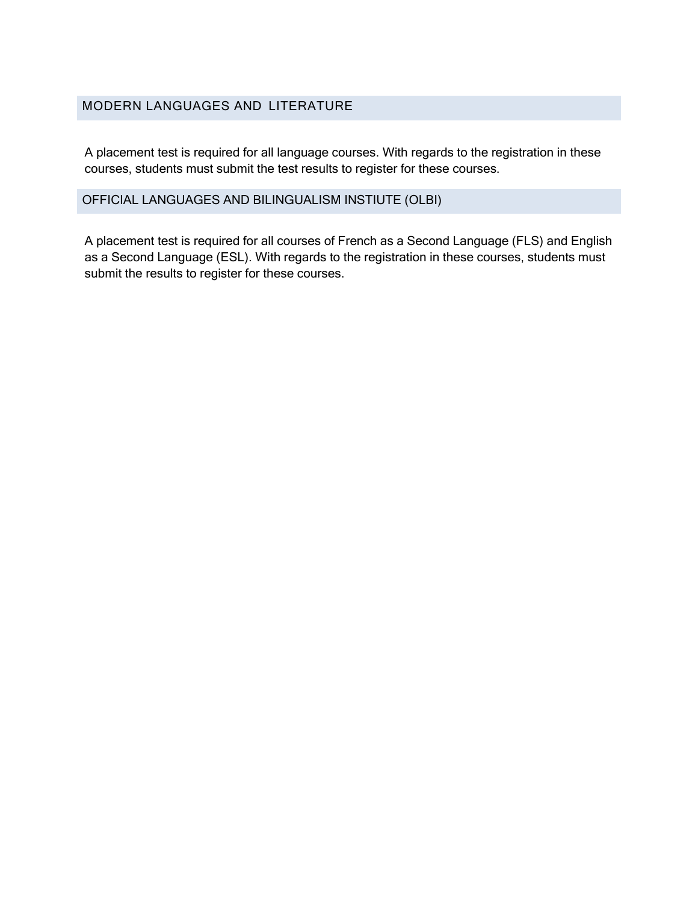## MODERN LANGUAGES AND LITERATURE

A placement test is required for all language courses. With regards to the registration in these courses, students must submit the test results to register for these courses.

## OFFICIAL LANGUAGES AND BILINGUALISM INSTIUTE (OLBI)

A placement test is required for all courses of French as a Second Language (FLS) and English as a Second Language (ESL). With regards to the registration in these courses, students must submit the results to register for these courses.